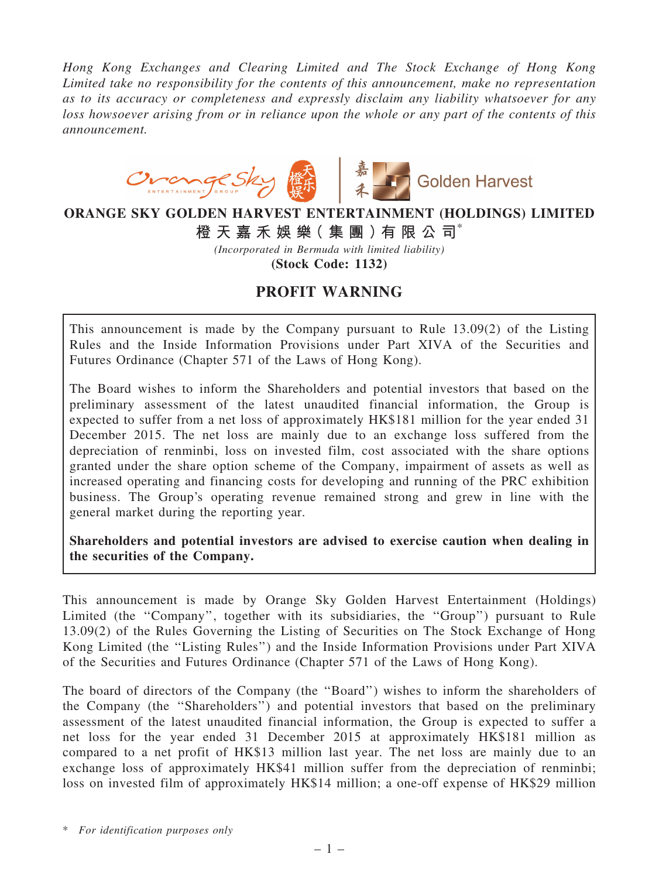*Hong Kong Exchanges and Clearing Limited and The Stock Exchange of Hong Kong Limited take no responsibility for the contents of this announcement, make no representation as to its accuracy or completeness and expressly disclaim any liability whatsoever for any loss howsoever arising from or in reliance upon the whole or any part of the contents of this announcement.*

# ORANGE SKY GOLDEN HARVEST ENTERTAINMENT (HOLDINGS) LIMITED
# 橙天嘉禾娛樂（集團）有限公司*

*(Incorporated in Bermuda with limited liability)*

**(Stock Code: 1132)**

## PROFIT WARNING

This announcement is made by the Company pursuant to Rule 13.09(2) of the Listing Rules and the Inside Information Provisions under Part XIVA of the Securities and Futures Ordinance (Chapter 571 of the Laws of Hong Kong).

The Board wishes to inform the Shareholders and potential investors that based on the preliminary assessment of the latest unaudited financial information, the Group is expected to suffer from a net loss of approximately HK$181 million for the year ended 31 December 2015. The net loss are mainly due to an exchange loss suffered from the depreciation of renminbi, loss on invested film, cost associated with the share options granted under the share option scheme of the Company, impairment of assets as well as increased operating and financing costs for developing and running of the PRC exhibition business. The Group's operating revenue remained strong and grew in line with the general market during the reporting year.

**Shareholders and potential investors are advised to exercise caution when dealing in the securities of the Company.**

This announcement is made by Orange Sky Golden Harvest Entertainment (Holdings) Limited (the "Company", together with its subsidiaries, the "Group") pursuant to Rule 13.09(2) of the Rules Governing the Listing of Securities on The Stock Exchange of Hong Kong Limited (the "Listing Rules") and the Inside Information Provisions under Part XIVA of the Securities and Futures Ordinance (Chapter 571 of the Laws of Hong Kong).

The board of directors of the Company (the "Board") wishes to inform the shareholders of the Company (the "Shareholders") and potential investors that based on the preliminary assessment of the latest unaudited financial information, the Group is expected to suffer a net loss for the year ended 31 December 2015 at approximately HK$181 million as compared to a net profit of HK$13 million last year. The net loss are mainly due to an exchange loss of approximately HK$41 million suffer from the depreciation of renminbi; loss on invested film of approximately HK$14 million; a one-off expense of HK$29 million

\* *For identification purposes only*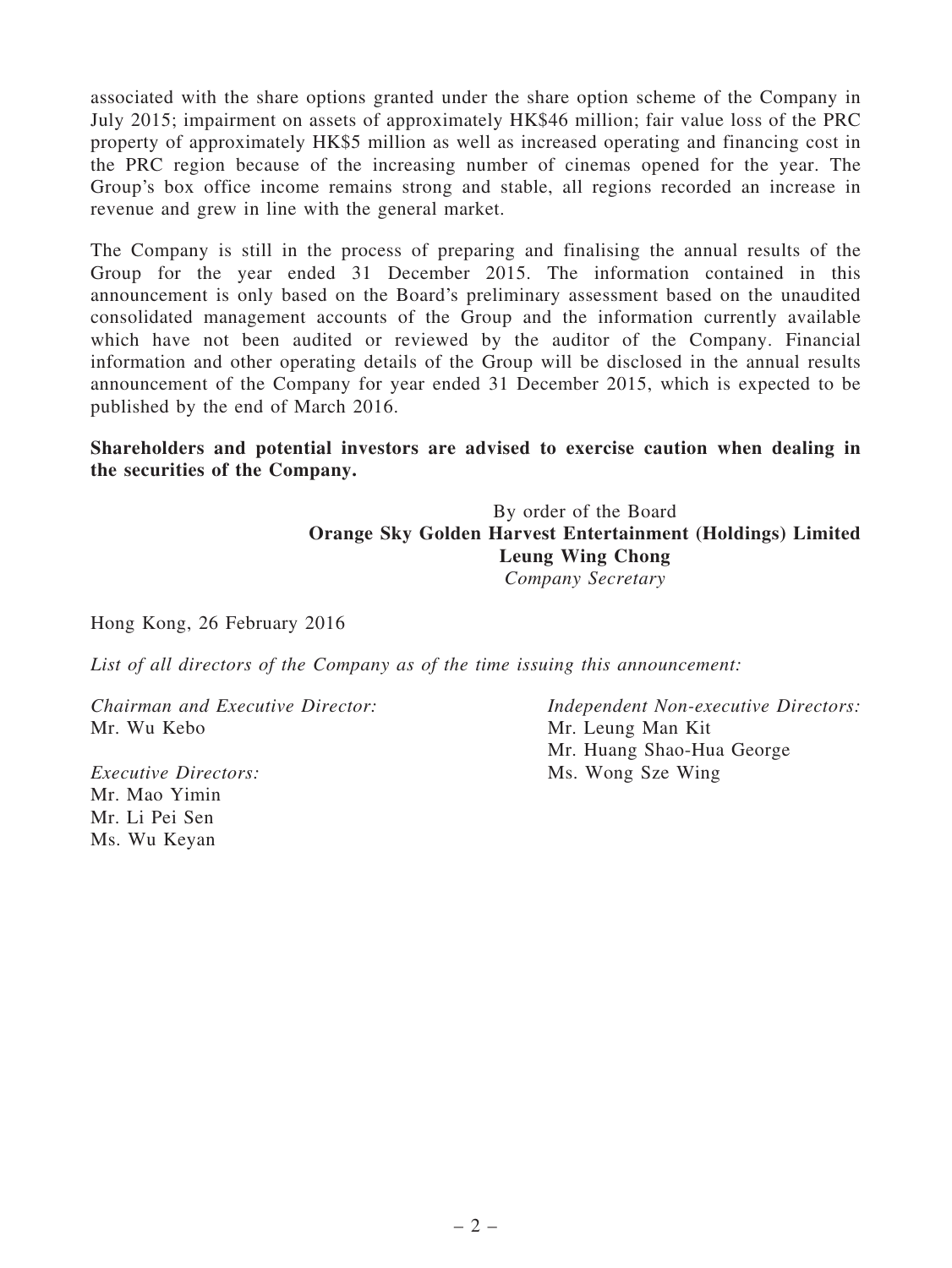associated with the share options granted under the share option scheme of the Company in July 2015; impairment on assets of approximately HK$46 million; fair value loss of the PRC property of approximately HK$5 million as well as increased operating and financing cost in the PRC region because of the increasing number of cinemas opened for the year. The Group's box office income remains strong and stable, all regions recorded an increase in revenue and grew in line with the general market.

The Company is still in the process of preparing and finalising the annual results of the Group for the year ended 31 December 2015. The information contained in this announcement is only based on the Board's preliminary assessment based on the unaudited consolidated management accounts of the Group and the information currently available which have not been audited or reviewed by the auditor of the Company. Financial information and other operating details of the Group will be disclosed in the annual results announcement of the Company for year ended 31 December 2015, which is expected to be published by the end of March 2016.

**Shareholders and potential investors are advised to exercise caution when dealing in the securities of the Company.**

By order of the Board
**Orange Sky Golden Harvest Entertainment (Holdings) Limited**
**Leung Wing Chong**
*Company Secretary*

Hong Kong, 26 February 2016

*List of all directors of the Company as of the time issuing this announcement:*

*Chairman and Executive Director:*
Mr. Wu Kebo

*Executive Directors:*
Mr. Mao Yimin
Mr. Li Pei Sen
Ms. Wu Keyan

*Independent Non-executive Directors:*
Mr. Leung Man Kit
Mr. Huang Shao-Hua George
Ms. Wong Sze Wing